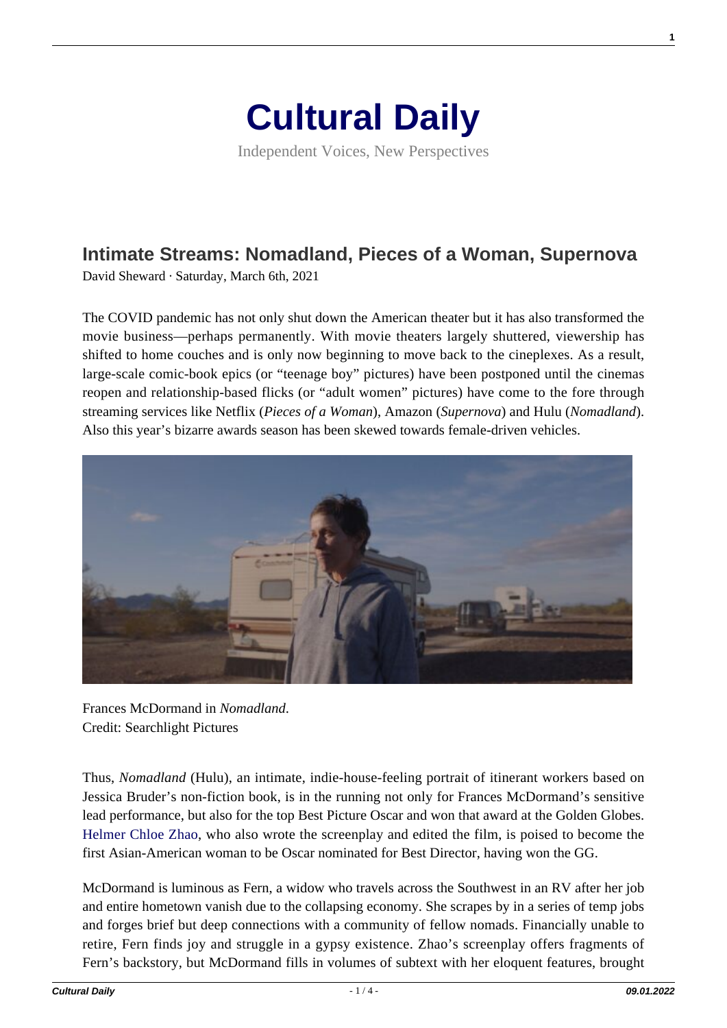# Cultural Daily

Independent Voices, New Perspectives

## Intimate Streams: Nomadland, Pieces of a Woman, Supernova

David Sheward · Saturday, March 6th, 2021

The COVID pandemic has not only shut down the American theater but it has also transformed the movie business—perhaps permanently. With movie theaters largely shuttered, viewership has shifted to home couches and is only now beginning to move back to the cineplexes. As a result, large-scale comic-book epics (or "teenage boy" pictures) have been postponed until the cinemas reopen and relationship-based flicks (or "adult women" pictures) have come to the fore through streaming services like Netflix (*Pieces of a Woman*), Amazon (*Supernova*) and Hulu (*Nomadland*). Also this year's bizarre awards season has been skewed towards female-driven vehicles.

Frances McDormand in *Nomadland*.
Credit: Searchlight Pictures

Thus, *Nomadland* (Hulu), an intimate, indie-house-feeling portrait of itinerant workers based on Jessica Bruder's non-fiction book, is in the running not only for Frances McDormand's sensitive lead performance, but also for the top Best Picture Oscar and won that award at the Golden Globes. Helmer Chloe Zhao, who also wrote the screenplay and edited the film, is poised to become the first Asian-American woman to be Oscar nominated for Best Director, having won the GG.

McDormand is luminous as Fern, a widow who travels across the Southwest in an RV after her job and entire hometown vanish due to the collapsing economy. She scrapes by in a series of temp jobs and forges brief but deep connections with a community of fellow nomads. Financially unable to retire, Fern finds joy and struggle in a gypsy existence. Zhao's screenplay offers fragments of Fern's backstory, but McDormand fills in volumes of subtext with her eloquent features, brought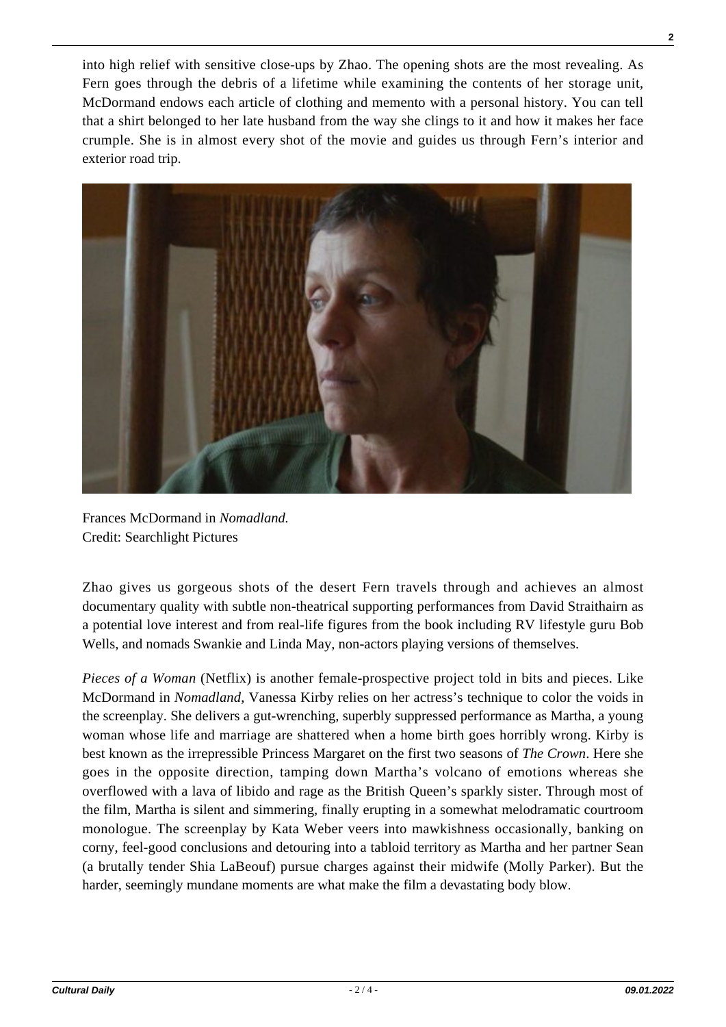into high relief with sensitive close-ups by Zhao. The opening shots are the most revealing. As Fern goes through the debris of a lifetime while examining the contents of her storage unit, McDormand endows each article of clothing and memento with a personal history. You can tell that a shirt belonged to her late husband from the way she clings to it and how it makes her face crumple. She is in almost every shot of the movie and guides us through Fern's interior and exterior road trip.

Frances McDormand in *Nomadland.*
Credit: Searchlight Pictures

Zhao gives us gorgeous shots of the desert Fern travels through and achieves an almost documentary quality with subtle non-theatrical supporting performances from David Straithairn as a potential love interest and from real-life figures from the book including RV lifestyle guru Bob Wells, and nomads Swankie and Linda May, non-actors playing versions of themselves.

*Pieces of a Woman* (Netflix) is another female-prospective project told in bits and pieces. Like McDormand in *Nomadland*, Vanessa Kirby relies on her actress's technique to color the voids in the screenplay. She delivers a gut-wrenching, superbly suppressed performance as Martha, a young woman whose life and marriage are shattered when a home birth goes horribly wrong. Kirby is best known as the irrepressible Princess Margaret on the first two seasons of *The Crown*. Here she goes in the opposite direction, tamping down Martha's volcano of emotions whereas she overflowed with a lava of libido and rage as the British Queen's sparkly sister. Through most of the film, Martha is silent and simmering, finally erupting in a somewhat melodramatic courtroom monologue. The screenplay by Kata Weber veers into mawkishness occasionally, banking on corny, feel-good conclusions and detouring into a tabloid territory as Martha and her partner Sean (a brutally tender Shia LaBeouf) pursue charges against their midwife (Molly Parker). But the harder, seemingly mundane moments are what make the film a devastating body blow.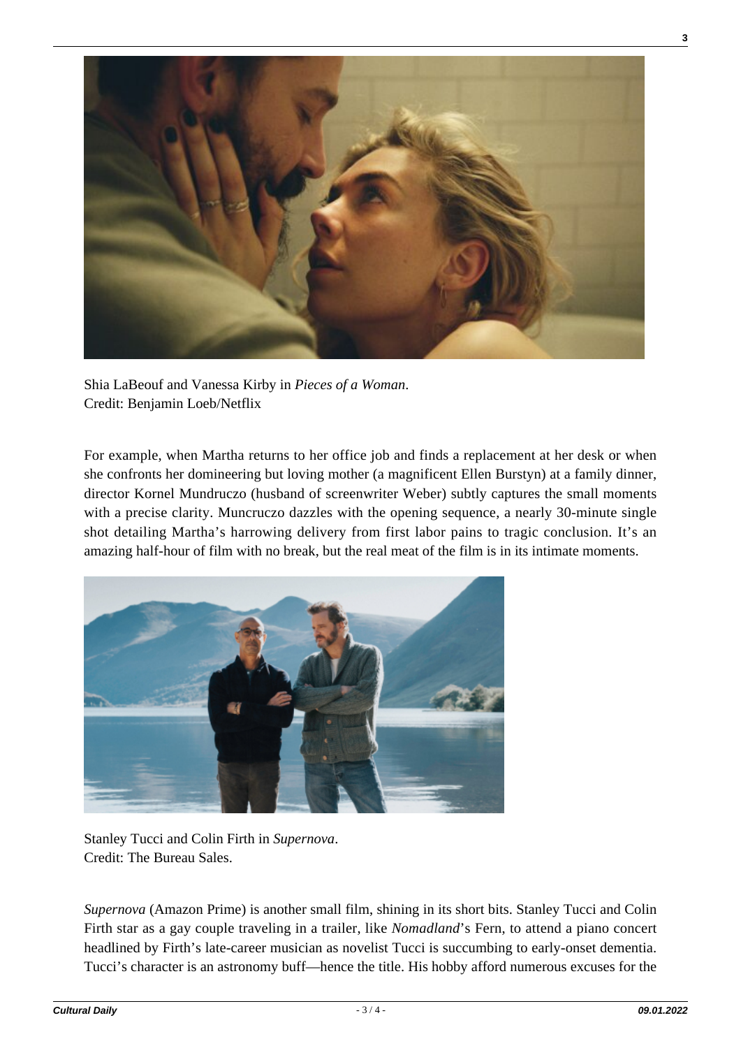Shia LaBeouf and Vanessa Kirby in *Pieces of a Woman*.
Credit: Benjamin Loeb/Netflix

For example, when Martha returns to her office job and finds a replacement at her desk or when she confronts her domineering but loving mother (a magnificent Ellen Burstyn) at a family dinner, director Kornel Mundruczo (husband of screenwriter Weber) subtly captures the small moments with a precise clarity. Muncruczo dazzles with the opening sequence, a nearly 30-minute single shot detailing Martha's harrowing delivery from first labor pains to tragic conclusion. It's an amazing half-hour of film with no break, but the real meat of the film is in its intimate moments.

Stanley Tucci and Colin Firth in *Supernova*.
Credit: The Bureau Sales.

*Supernova* (Amazon Prime) is another small film, shining in its short bits. Stanley Tucci and Colin Firth star as a gay couple traveling in a trailer, like *Nomadland*'s Fern, to attend a piano concert headlined by Firth's late-career musician as novelist Tucci is succumbing to early-onset dementia. Tucci's character is an astronomy buff—hence the title. His hobby afford numerous excuses for the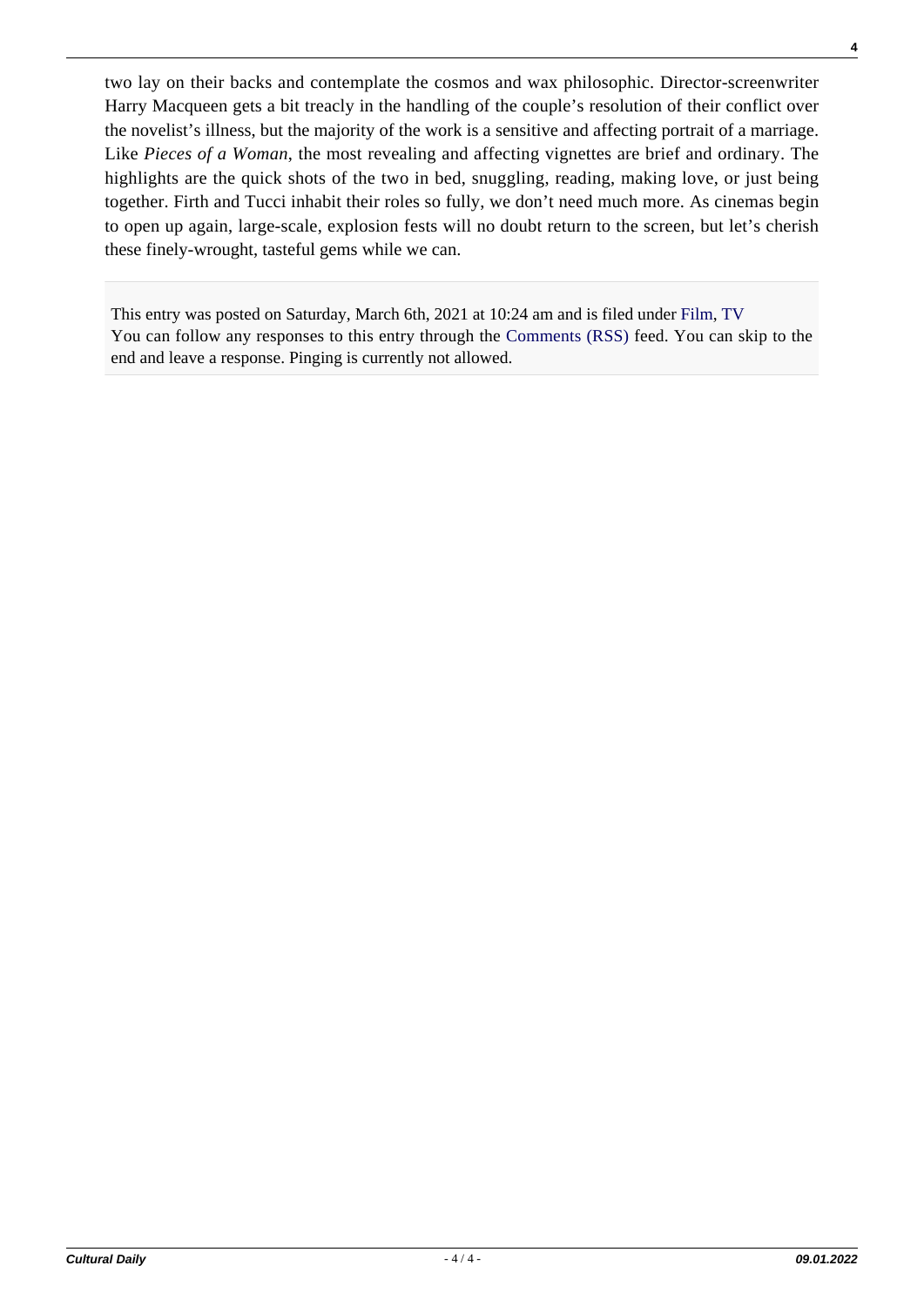two lay on their backs and contemplate the cosmos and wax philosophic. Director-screenwriter Harry Macqueen gets a bit treacly in the handling of the couple's resolution of their conflict over the novelist's illness, but the majority of the work is a sensitive and affecting portrait of a marriage. Like *Pieces of a Woman*, the most revealing and affecting vignettes are brief and ordinary. The highlights are the quick shots of the two in bed, snuggling, reading, making love, or just being together. Firth and Tucci inhabit their roles so fully, we don't need much more. As cinemas begin to open up again, large-scale, explosion fests will no doubt return to the screen, but let's cherish these finely-wrought, tasteful gems while we can.

This entry was posted on Saturday, March 6th, 2021 at 10:24 am and is filed under Film, TV
You can follow any responses to this entry through the Comments (RSS) feed. You can skip to the end and leave a response. Pinging is currently not allowed.